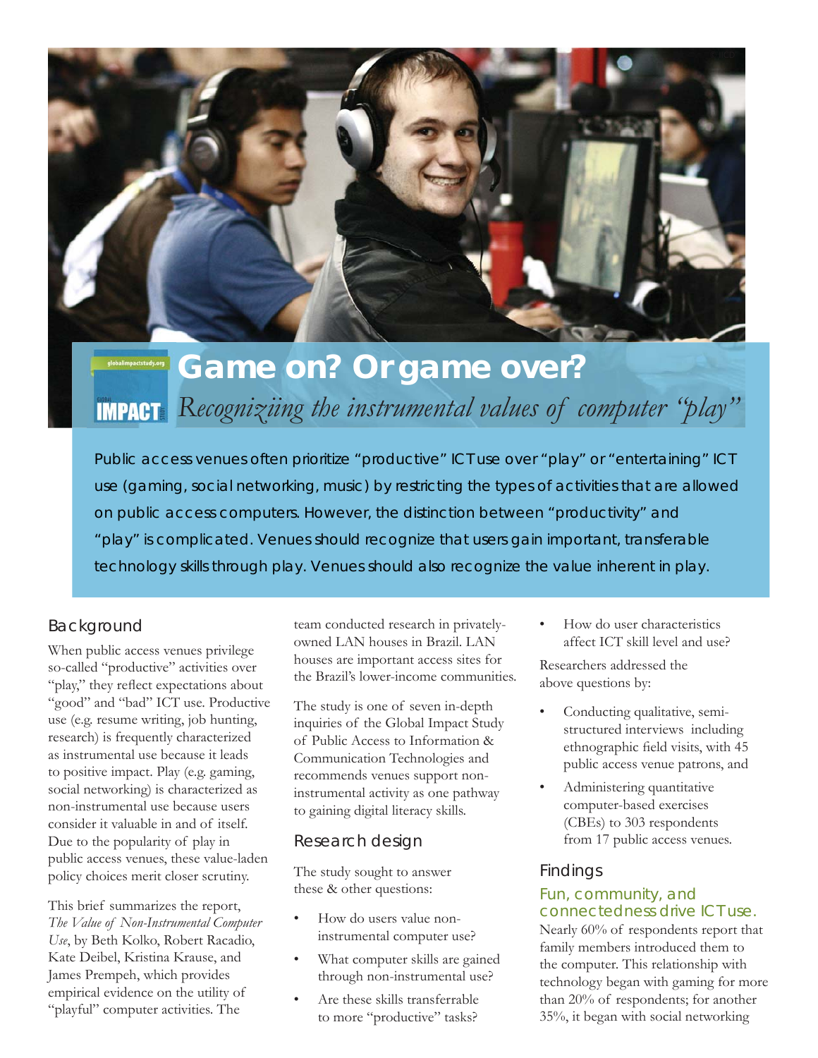# Game on? Or game over?

## *Recognizing the instrumental values of computer "play"*

Public access venues often prioritize "productive" ICT use over "play" or "entertaining" ICT use (gaming, social networking, music) by restricting the types of activities that are allowed on public access computers. However, the distinction between "productivity" and "play" is complicated. Venues should recognize that users gain important, transferable technology skills through play. Venues should also recognize the value inherent in play.

## Background

When public access venues privilege so-called "productive" activities over "play," they reflect expectations about "good" and "bad" ICT use. Productive use (e.g. resume writing, job hunting, research) is frequently characterized as instrumental use because it leads to positive impact. Play (e.g. gaming, social networking) is characterized as non-instrumental use because users consider it valuable in and of itself. Due to the popularity of play in public access venues, these value-laden policy choices merit closer scrutiny.

This brief summarizes the report, *The Value of Non-Instrumental Computer Use*, by Beth Kolko, Robert Racadio, Kate Deibel, Kristina Krause, and James Prempeh, which provides empirical evidence on the utility of "playful" computer activities. The team conducted research in privately-owned LAN houses in Brazil. LAN houses are important access sites for the Brazil's lower-income communities.

The study is one of seven in-depth inquiries of the Global Impact Study of Public Access to Information & Communication Technologies and recommends venues support non-instrumental activity as one pathway to gaining digital literacy skills.

## Research design

The study sought to answer these & other questions:

- How do users value non-instrumental computer use?
- What computer skills are gained through non-instrumental use?
- Are these skills transferrable to more "productive" tasks?
- How do user characteristics affect ICT skill level and use?

Researchers addressed the above questions by:

- Conducting qualitative, semi-structured interviews including ethnographic field visits, with 45 public access venue patrons, and
- Administering quantitative computer-based exercises (CBEs) to 303 respondents from 17 public access venues.

## Findings

### Fun, community, and connectedness drive ICT use.

Nearly 60% of respondents report that family members introduced them to the computer. This relationship with technology began with gaming for more than 20% of respondents; for another 35%, it began with social networking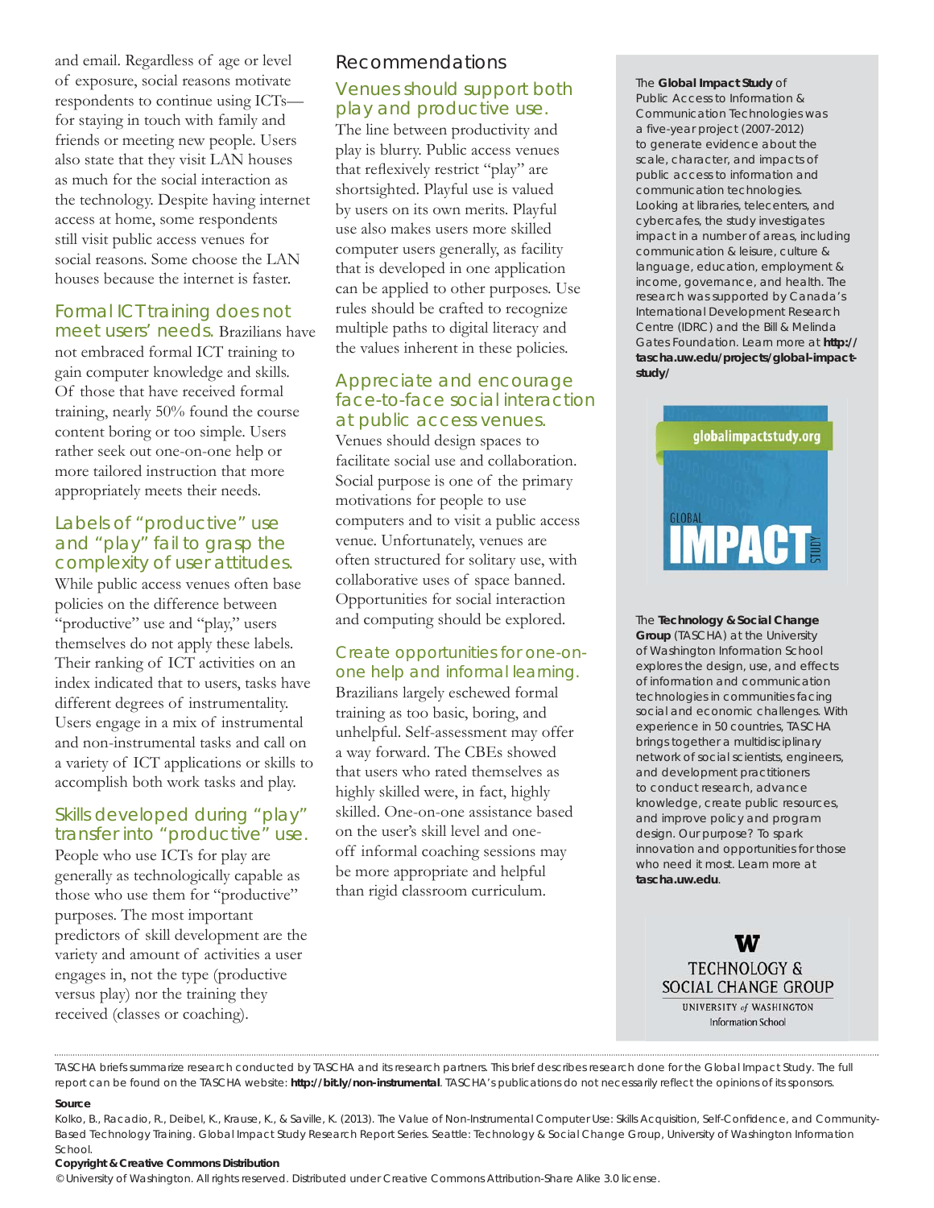and email. Regardless of age or level of exposure, social reasons motivate respondents to continue using ICTs—for staying in touch with family and friends or meeting new people. Users also state that they visit LAN houses as much for the social interaction as the technology. Despite having internet access at home, some respondents still visit public access venues for social reasons. Some choose the LAN houses because the internet is faster.

### Formal ICT training does not meet users' needs.

Brazilians have not embraced formal ICT training to gain computer knowledge and skills. Of those that have received formal training, nearly 50% found the course content boring or too simple. Users rather seek out one-on-one help or more tailored instruction that more appropriately meets their needs.

### Labels of "productive" use and "play" fail to grasp the complexity of user attitudes.

While public access venues often base policies on the difference between "productive" use and "play," users themselves do not apply these labels. Their ranking of ICT activities on an index indicated that to users, tasks have different degrees of instrumentality. Users engage in a mix of instrumental and non-instrumental tasks and call on a variety of ICT applications or skills to accomplish both work tasks and play.

### Skills developed during "play" transfer into "productive" use.

People who use ICTs for play are generally as technologically capable as those who use them for "productive" purposes. The most important predictors of skill development are the variety and amount of activities a user engages in, not the type (productive versus play) nor the training they received (classes or coaching).

## Recommendations

### Venues should support both play and productive use.

The line between productivity and play is blurry. Public access venues that reflexively restrict "play" are shortsighted. Playful use is valued by users on its own merits. Playful use also makes users more skilled computer users generally, as facility that is developed in one application can be applied to other purposes. Use rules should be crafted to recognize multiple paths to digital literacy and the values inherent in these policies.

### Appreciate and encourage face-to-face social interaction at public access venues.

Venues should design spaces to facilitate social use and collaboration. Social purpose is one of the primary motivations for people to use computers and to visit a public access venue. Unfortunately, venues are often structured for solitary use, with collaborative uses of space banned. Opportunities for social interaction and computing should be explored.

### Create opportunities for one-on-one help and informal learning.

Brazilians largely eschewed formal training as too basic, boring, and unhelpful. Self-assessment may offer a way forward. The CBEs showed that users who rated themselves as highly skilled were, in fact, highly skilled. One-on-one assistance based on the user's skill level and one-off informal coaching sessions may be more appropriate and helpful than rigid classroom curriculum.

The **Global Impact Study** of Public Access to Information & Communication Technologies was a five-year project (2007-2012) to generate evidence about the scale, character, and impacts of public access to information and communication technologies. Looking at libraries, telecenters, and cybercafes, the study investigates impact in a number of areas, including communication & leisure, culture & language, education, employment & income, governance, and health. The research was supported by Canada's International Development Research Centre (IDRC) and the Bill & Melinda Gates Foundation. Learn more at **http://tascha.uw.edu/projects/global-impact-study/**

globalimpactstudy.org

GLOBAL IMPACT STUDY

The **Technology & Social Change Group** (TASCHA) at the University of Washington Information School explores the design, use, and effects of information and communication technologies in communities facing social and economic challenges. With experience in 50 countries, TASCHA brings together a multidisciplinary network of social scientists, engineers, and development practitioners to conduct research, advance knowledge, create public resources, and improve policy and program design. Our purpose? To spark innovation and opportunities for those who need it most. Learn more at **tascha.uw.edu**.

W
TECHNOLOGY & SOCIAL CHANGE GROUP
UNIVERSITY of WASHINGTON
Information School

TASCHA briefs summarize research conducted by TASCHA and its research partners. This brief describes research done for the Global Impact Study. The full report can be found on the TASCHA website: **http://bit.ly/non-instrumental**. TASCHA's publications do not necessarily reflect the opinions of its sponsors.

**Source**

Kolko, B., Racadio, R., Deibel, K., Krause, K., & Saville, K. (2013). The Value of Non-Instrumental Computer Use: Skills Acquisition, Self-Confidence, and Community-Based Technology Training. Global Impact Study Research Report Series. Seattle: Technology & Social Change Group, University of Washington Information School.

**Copyright & Creative Commons Distribution**

© University of Washington. All rights reserved. Distributed under Creative Commons Attribution-Share Alike 3.0 license.